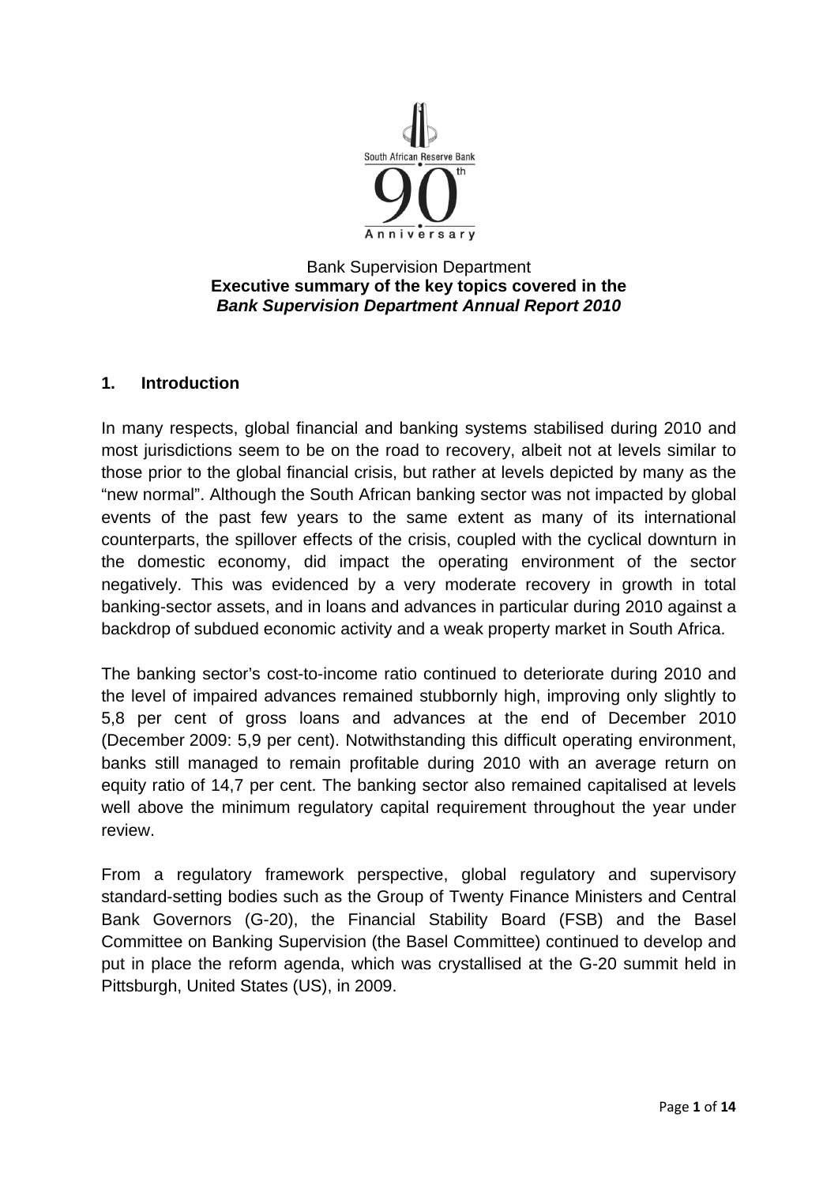Bank Supervision Department

**Executive summary of the key topics covered in the**
***Bank Supervision Department Annual Report 2010***

## 1. Introduction

In many respects, global financial and banking systems stabilised during 2010 and most jurisdictions seem to be on the road to recovery, albeit not at levels similar to those prior to the global financial crisis, but rather at levels depicted by many as the "new normal". Although the South African banking sector was not impacted by global events of the past few years to the same extent as many of its international counterparts, the spillover effects of the crisis, coupled with the cyclical downturn in the domestic economy, did impact the operating environment of the sector negatively. This was evidenced by a very moderate recovery in growth in total banking-sector assets, and in loans and advances in particular during 2010 against a backdrop of subdued economic activity and a weak property market in South Africa.

The banking sector's cost-to-income ratio continued to deteriorate during 2010 and the level of impaired advances remained stubbornly high, improving only slightly to 5,8 per cent of gross loans and advances at the end of December 2010 (December 2009: 5,9 per cent). Notwithstanding this difficult operating environment, banks still managed to remain profitable during 2010 with an average return on equity ratio of 14,7 per cent. The banking sector also remained capitalised at levels well above the minimum regulatory capital requirement throughout the year under review.

From a regulatory framework perspective, global regulatory and supervisory standard-setting bodies such as the Group of Twenty Finance Ministers and Central Bank Governors (G-20), the Financial Stability Board (FSB) and the Basel Committee on Banking Supervision (the Basel Committee) continued to develop and put in place the reform agenda, which was crystallised at the G-20 summit held in Pittsburgh, United States (US), in 2009.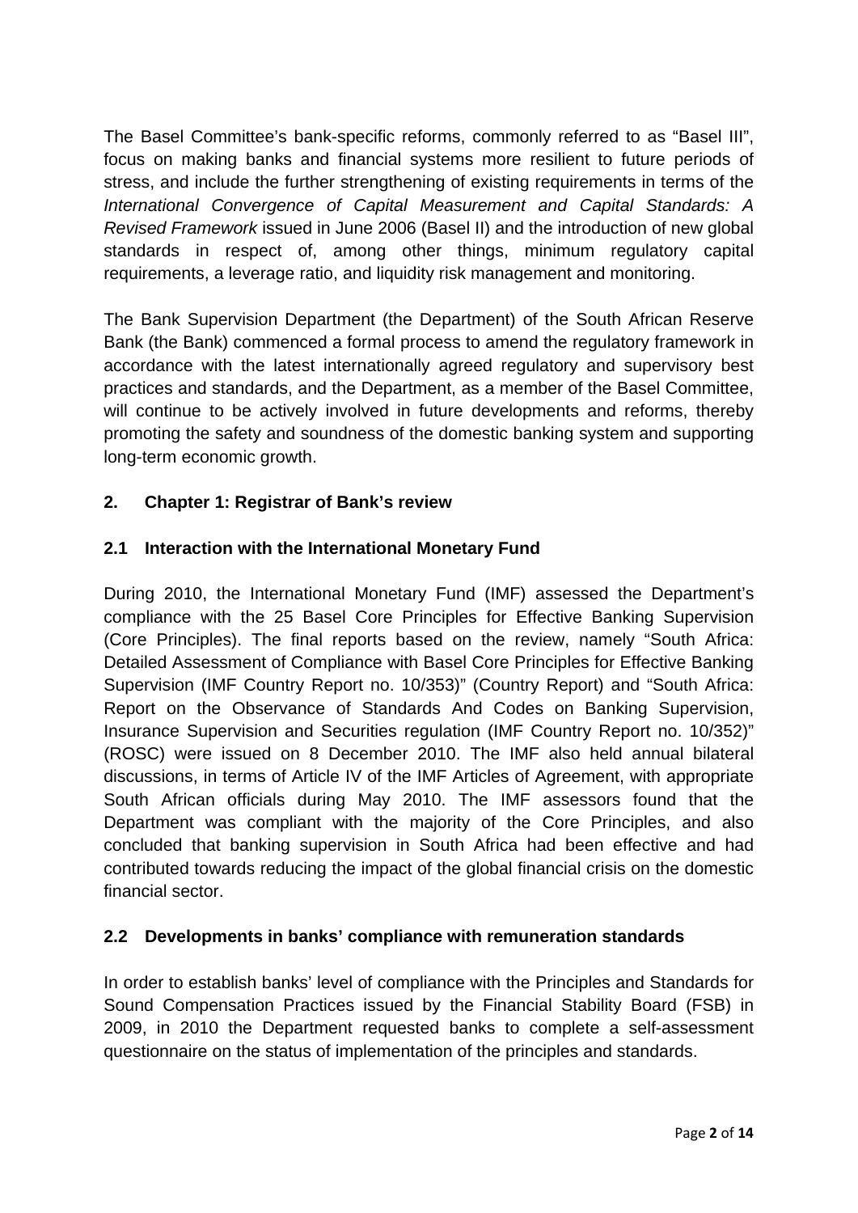The Basel Committee's bank-specific reforms, commonly referred to as "Basel III", focus on making banks and financial systems more resilient to future periods of stress, and include the further strengthening of existing requirements in terms of the *International Convergence of Capital Measurement and Capital Standards: A Revised Framework* issued in June 2006 (Basel II) and the introduction of new global standards in respect of, among other things, minimum regulatory capital requirements, a leverage ratio, and liquidity risk management and monitoring.

The Bank Supervision Department (the Department) of the South African Reserve Bank (the Bank) commenced a formal process to amend the regulatory framework in accordance with the latest internationally agreed regulatory and supervisory best practices and standards, and the Department, as a member of the Basel Committee, will continue to be actively involved in future developments and reforms, thereby promoting the safety and soundness of the domestic banking system and supporting long-term economic growth.

## 2. Chapter 1: Registrar of Bank's review

### 2.1 Interaction with the International Monetary Fund

During 2010, the International Monetary Fund (IMF) assessed the Department's compliance with the 25 Basel Core Principles for Effective Banking Supervision (Core Principles). The final reports based on the review, namely "South Africa: Detailed Assessment of Compliance with Basel Core Principles for Effective Banking Supervision (IMF Country Report no. 10/353)" (Country Report) and "South Africa: Report on the Observance of Standards And Codes on Banking Supervision, Insurance Supervision and Securities regulation (IMF Country Report no. 10/352)" (ROSC) were issued on 8 December 2010. The IMF also held annual bilateral discussions, in terms of Article IV of the IMF Articles of Agreement, with appropriate South African officials during May 2010. The IMF assessors found that the Department was compliant with the majority of the Core Principles, and also concluded that banking supervision in South Africa had been effective and had contributed towards reducing the impact of the global financial crisis on the domestic financial sector.

### 2.2 Developments in banks' compliance with remuneration standards

In order to establish banks' level of compliance with the Principles and Standards for Sound Compensation Practices issued by the Financial Stability Board (FSB) in 2009, in 2010 the Department requested banks to complete a self-assessment questionnaire on the status of implementation of the principles and standards.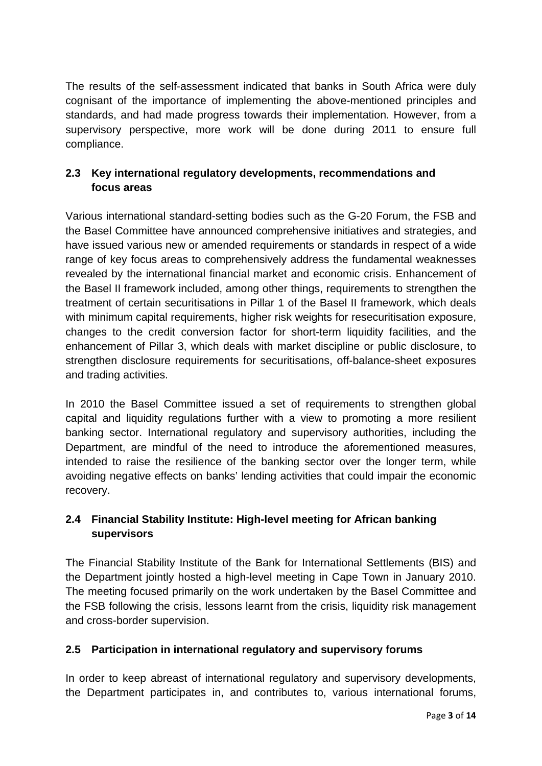The results of the self-assessment indicated that banks in South Africa were duly cognisant of the importance of implementing the above-mentioned principles and standards, and had made progress towards their implementation. However, from a supervisory perspective, more work will be done during 2011 to ensure full compliance.

## 2.3 Key international regulatory developments, recommendations and focus areas

Various international standard-setting bodies such as the G-20 Forum, the FSB and the Basel Committee have announced comprehensive initiatives and strategies, and have issued various new or amended requirements or standards in respect of a wide range of key focus areas to comprehensively address the fundamental weaknesses revealed by the international financial market and economic crisis. Enhancement of the Basel II framework included, among other things, requirements to strengthen the treatment of certain securitisations in Pillar 1 of the Basel II framework, which deals with minimum capital requirements, higher risk weights for resecuritisation exposure, changes to the credit conversion factor for short-term liquidity facilities, and the enhancement of Pillar 3, which deals with market discipline or public disclosure, to strengthen disclosure requirements for securitisations, off-balance-sheet exposures and trading activities.

In 2010 the Basel Committee issued a set of requirements to strengthen global capital and liquidity regulations further with a view to promoting a more resilient banking sector. International regulatory and supervisory authorities, including the Department, are mindful of the need to introduce the aforementioned measures, intended to raise the resilience of the banking sector over the longer term, while avoiding negative effects on banks' lending activities that could impair the economic recovery.

## 2.4 Financial Stability Institute: High-level meeting for African banking supervisors

The Financial Stability Institute of the Bank for International Settlements (BIS) and the Department jointly hosted a high-level meeting in Cape Town in January 2010. The meeting focused primarily on the work undertaken by the Basel Committee and the FSB following the crisis, lessons learnt from the crisis, liquidity risk management and cross-border supervision.

## 2.5 Participation in international regulatory and supervisory forums

In order to keep abreast of international regulatory and supervisory developments, the Department participates in, and contributes to, various international forums,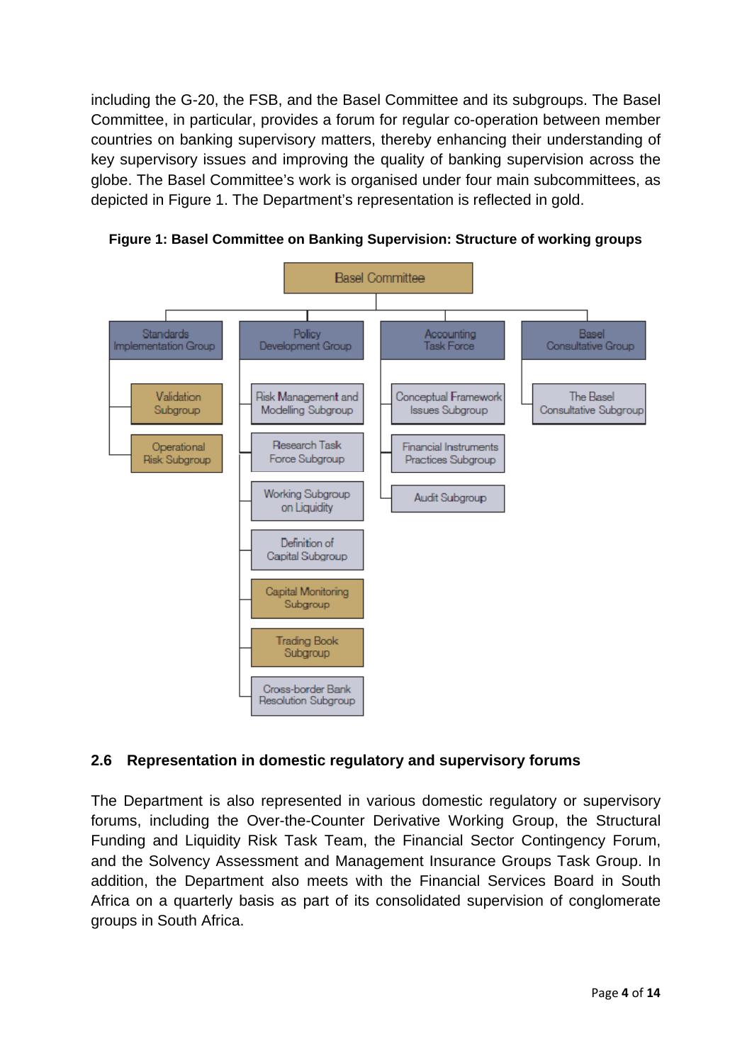including the G-20, the FSB, and the Basel Committee and its subgroups. The Basel Committee, in particular, provides a forum for regular co-operation between member countries on banking supervisory matters, thereby enhancing their understanding of key supervisory issues and improving the quality of banking supervision across the globe. The Basel Committee's work is organised under four main subcommittees, as depicted in Figure 1. The Department's representation is reflected in gold.

**Figure 1: Basel Committee on Banking Supervision: Structure of working groups**

- Basel Committee
  - Standards Implementation Group
    - Validation Subgroup
    - Operational Risk Subgroup
  - Policy Development Group
    - Risk Management and Modelling Subgroup
    - Research Task Force Subgroup
    - Working Subgroup on Liquidity
    - Definition of Capital Subgroup
    - Capital Monitoring Subgroup
    - Trading Book Subgroup
    - Cross-border Bank Resolution Subgroup
  - Accounting Task Force
    - Conceptual Framework Issues Subgroup
    - Financial Instruments Practices Subgroup
    - Audit Subgroup
  - Basel Consultative Group
    - The Basel Consultative Subgroup

## 2.6 Representation in domestic regulatory and supervisory forums

The Department is also represented in various domestic regulatory or supervisory forums, including the Over-the-Counter Derivative Working Group, the Structural Funding and Liquidity Risk Task Team, the Financial Sector Contingency Forum, and the Solvency Assessment and Management Insurance Groups Task Group. In addition, the Department also meets with the Financial Services Board in South Africa on a quarterly basis as part of its consolidated supervision of conglomerate groups in South Africa.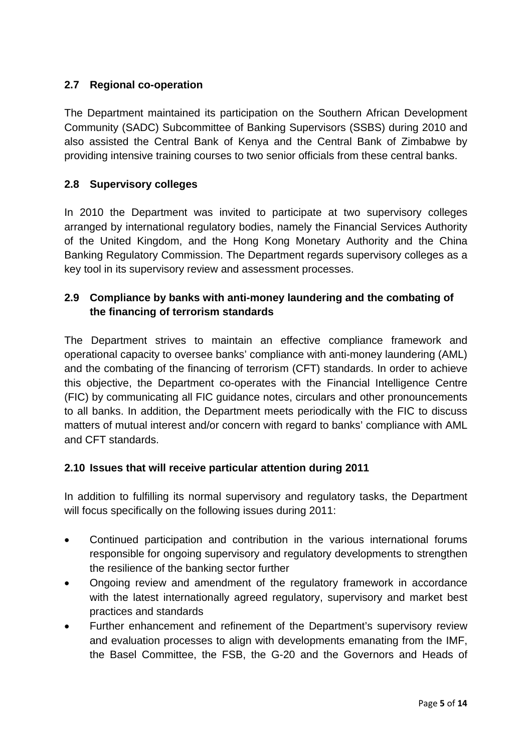## 2.7 Regional co-operation

The Department maintained its participation on the Southern African Development Community (SADC) Subcommittee of Banking Supervisors (SSBS) during 2010 and also assisted the Central Bank of Kenya and the Central Bank of Zimbabwe by providing intensive training courses to two senior officials from these central banks.

## 2.8 Supervisory colleges

In 2010 the Department was invited to participate at two supervisory colleges arranged by international regulatory bodies, namely the Financial Services Authority of the United Kingdom, and the Hong Kong Monetary Authority and the China Banking Regulatory Commission. The Department regards supervisory colleges as a key tool in its supervisory review and assessment processes.

## 2.9 Compliance by banks with anti-money laundering and the combating of the financing of terrorism standards

The Department strives to maintain an effective compliance framework and operational capacity to oversee banks' compliance with anti-money laundering (AML) and the combating of the financing of terrorism (CFT) standards. In order to achieve this objective, the Department co-operates with the Financial Intelligence Centre (FIC) by communicating all FIC guidance notes, circulars and other pronouncements to all banks. In addition, the Department meets periodically with the FIC to discuss matters of mutual interest and/or concern with regard to banks' compliance with AML and CFT standards.

## 2.10 Issues that will receive particular attention during 2011

In addition to fulfilling its normal supervisory and regulatory tasks, the Department will focus specifically on the following issues during 2011:

- Continued participation and contribution in the various international forums responsible for ongoing supervisory and regulatory developments to strengthen the resilience of the banking sector further
- Ongoing review and amendment of the regulatory framework in accordance with the latest internationally agreed regulatory, supervisory and market best practices and standards
- Further enhancement and refinement of the Department's supervisory review and evaluation processes to align with developments emanating from the IMF, the Basel Committee, the FSB, the G-20 and the Governors and Heads of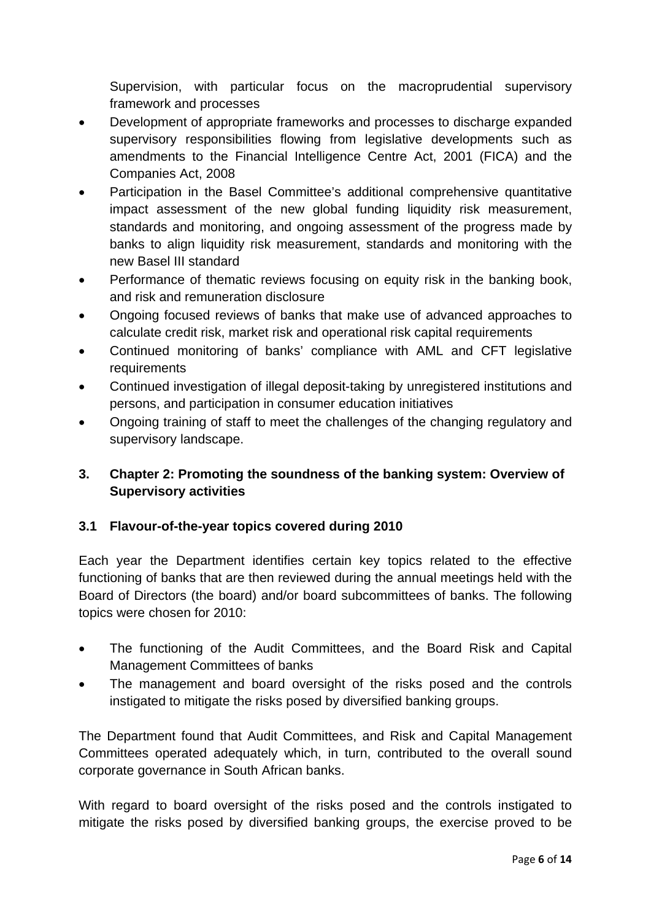Supervision, with particular focus on the macroprudential supervisory framework and processes

- Development of appropriate frameworks and processes to discharge expanded supervisory responsibilities flowing from legislative developments such as amendments to the Financial Intelligence Centre Act, 2001 (FICA) and the Companies Act, 2008
- Participation in the Basel Committee's additional comprehensive quantitative impact assessment of the new global funding liquidity risk measurement, standards and monitoring, and ongoing assessment of the progress made by banks to align liquidity risk measurement, standards and monitoring with the new Basel III standard
- Performance of thematic reviews focusing on equity risk in the banking book, and risk and remuneration disclosure
- Ongoing focused reviews of banks that make use of advanced approaches to calculate credit risk, market risk and operational risk capital requirements
- Continued monitoring of banks' compliance with AML and CFT legislative requirements
- Continued investigation of illegal deposit-taking by unregistered institutions and persons, and participation in consumer education initiatives
- Ongoing training of staff to meet the challenges of the changing regulatory and supervisory landscape.

## 3. Chapter 2: Promoting the soundness of the banking system: Overview of Supervisory activities

### 3.1 Flavour-of-the-year topics covered during 2010

Each year the Department identifies certain key topics related to the effective functioning of banks that are then reviewed during the annual meetings held with the Board of Directors (the board) and/or board subcommittees of banks. The following topics were chosen for 2010:

- The functioning of the Audit Committees, and the Board Risk and Capital Management Committees of banks
- The management and board oversight of the risks posed and the controls instigated to mitigate the risks posed by diversified banking groups.

The Department found that Audit Committees, and Risk and Capital Management Committees operated adequately which, in turn, contributed to the overall sound corporate governance in South African banks.

With regard to board oversight of the risks posed and the controls instigated to mitigate the risks posed by diversified banking groups, the exercise proved to be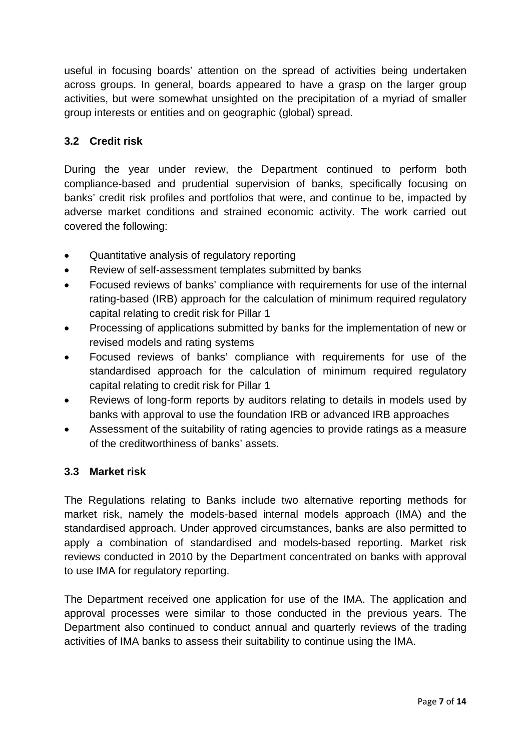useful in focusing boards' attention on the spread of activities being undertaken across groups. In general, boards appeared to have a grasp on the larger group activities, but were somewhat unsighted on the precipitation of a myriad of smaller group interests or entities and on geographic (global) spread.

### 3.2 Credit risk

During the year under review, the Department continued to perform both compliance-based and prudential supervision of banks, specifically focusing on banks' credit risk profiles and portfolios that were, and continue to be, impacted by adverse market conditions and strained economic activity. The work carried out covered the following:

- Quantitative analysis of regulatory reporting
- Review of self-assessment templates submitted by banks
- Focused reviews of banks' compliance with requirements for use of the internal rating-based (IRB) approach for the calculation of minimum required regulatory capital relating to credit risk for Pillar 1
- Processing of applications submitted by banks for the implementation of new or revised models and rating systems
- Focused reviews of banks' compliance with requirements for use of the standardised approach for the calculation of minimum required regulatory capital relating to credit risk for Pillar 1
- Reviews of long-form reports by auditors relating to details in models used by banks with approval to use the foundation IRB or advanced IRB approaches
- Assessment of the suitability of rating agencies to provide ratings as a measure of the creditworthiness of banks' assets.

### 3.3 Market risk

The Regulations relating to Banks include two alternative reporting methods for market risk, namely the models-based internal models approach (IMA) and the standardised approach. Under approved circumstances, banks are also permitted to apply a combination of standardised and models-based reporting. Market risk reviews conducted in 2010 by the Department concentrated on banks with approval to use IMA for regulatory reporting.

The Department received one application for use of the IMA. The application and approval processes were similar to those conducted in the previous years. The Department also continued to conduct annual and quarterly reviews of the trading activities of IMA banks to assess their suitability to continue using the IMA.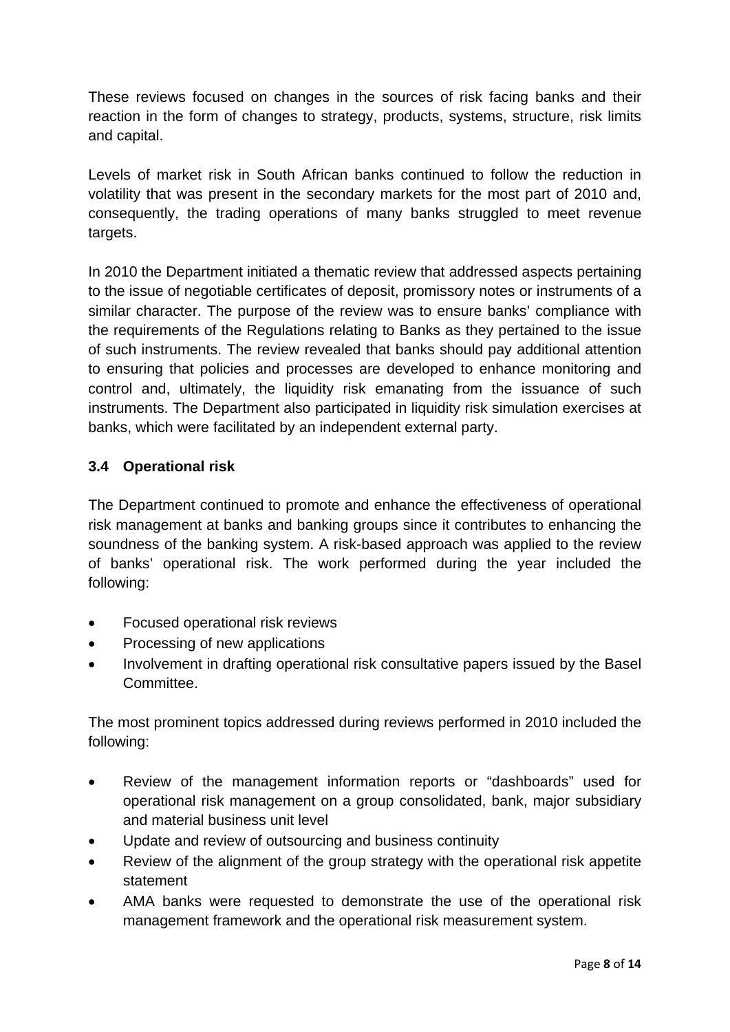These reviews focused on changes in the sources of risk facing banks and their reaction in the form of changes to strategy, products, systems, structure, risk limits and capital.

Levels of market risk in South African banks continued to follow the reduction in volatility that was present in the secondary markets for the most part of 2010 and, consequently, the trading operations of many banks struggled to meet revenue targets.

In 2010 the Department initiated a thematic review that addressed aspects pertaining to the issue of negotiable certificates of deposit, promissory notes or instruments of a similar character. The purpose of the review was to ensure banks' compliance with the requirements of the Regulations relating to Banks as they pertained to the issue of such instruments. The review revealed that banks should pay additional attention to ensuring that policies and processes are developed to enhance monitoring and control and, ultimately, the liquidity risk emanating from the issuance of such instruments. The Department also participated in liquidity risk simulation exercises at banks, which were facilitated by an independent external party.

### 3.4 Operational risk

The Department continued to promote and enhance the effectiveness of operational risk management at banks and banking groups since it contributes to enhancing the soundness of the banking system. A risk-based approach was applied to the review of banks' operational risk. The work performed during the year included the following:

- Focused operational risk reviews
- Processing of new applications
- Involvement in drafting operational risk consultative papers issued by the Basel Committee.

The most prominent topics addressed during reviews performed in 2010 included the following:

- Review of the management information reports or "dashboards" used for operational risk management on a group consolidated, bank, major subsidiary and material business unit level
- Update and review of outsourcing and business continuity
- Review of the alignment of the group strategy with the operational risk appetite statement
- AMA banks were requested to demonstrate the use of the operational risk management framework and the operational risk measurement system.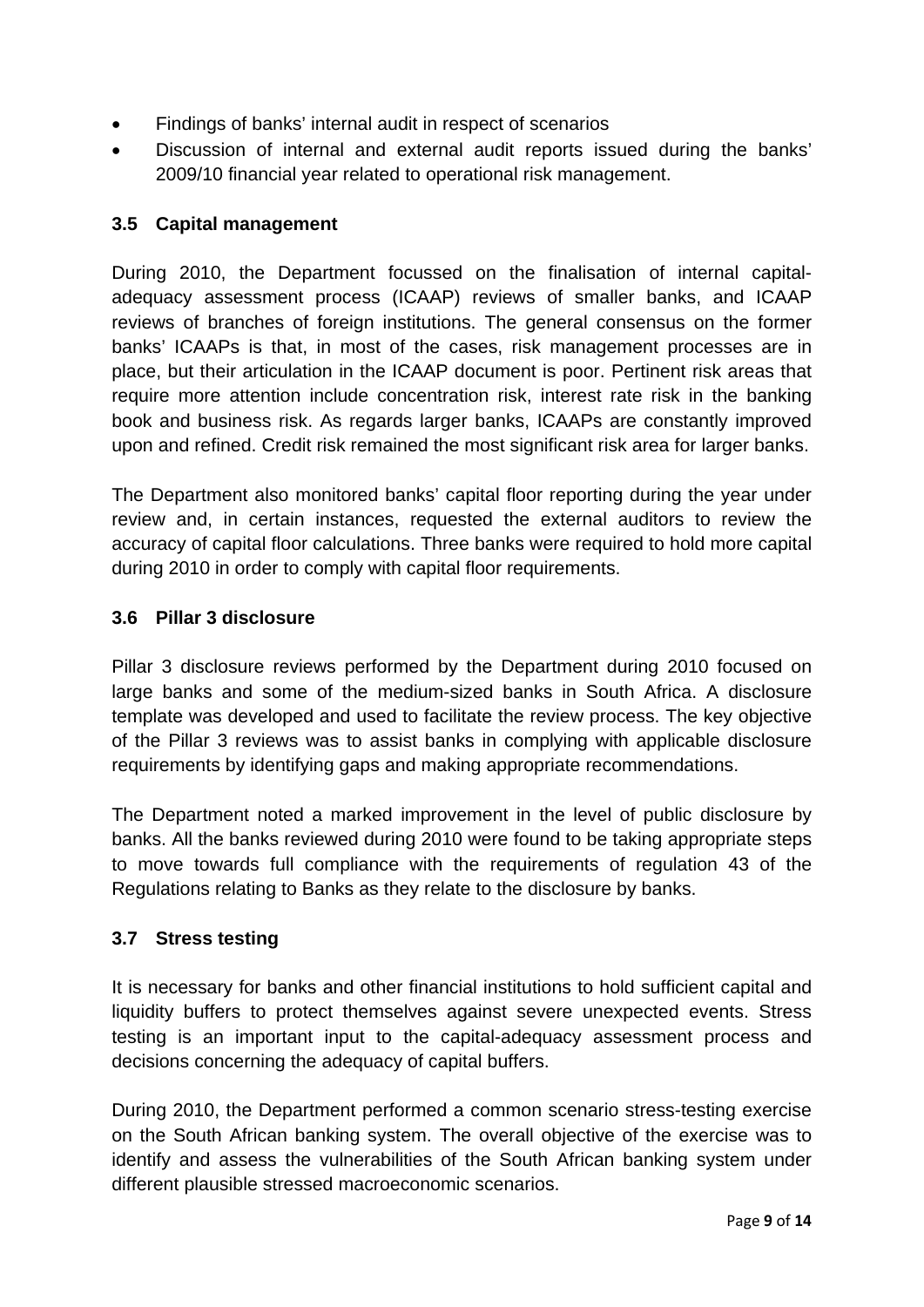- Findings of banks' internal audit in respect of scenarios
- Discussion of internal and external audit reports issued during the banks' 2009/10 financial year related to operational risk management.

### 3.5 Capital management

During 2010, the Department focussed on the finalisation of internal capital-adequacy assessment process (ICAAP) reviews of smaller banks, and ICAAP reviews of branches of foreign institutions. The general consensus on the former banks' ICAAPs is that, in most of the cases, risk management processes are in place, but their articulation in the ICAAP document is poor. Pertinent risk areas that require more attention include concentration risk, interest rate risk in the banking book and business risk. As regards larger banks, ICAAPs are constantly improved upon and refined. Credit risk remained the most significant risk area for larger banks.

The Department also monitored banks' capital floor reporting during the year under review and, in certain instances, requested the external auditors to review the accuracy of capital floor calculations. Three banks were required to hold more capital during 2010 in order to comply with capital floor requirements.

### 3.6 Pillar 3 disclosure

Pillar 3 disclosure reviews performed by the Department during 2010 focused on large banks and some of the medium-sized banks in South Africa. A disclosure template was developed and used to facilitate the review process. The key objective of the Pillar 3 reviews was to assist banks in complying with applicable disclosure requirements by identifying gaps and making appropriate recommendations.

The Department noted a marked improvement in the level of public disclosure by banks. All the banks reviewed during 2010 were found to be taking appropriate steps to move towards full compliance with the requirements of regulation 43 of the Regulations relating to Banks as they relate to the disclosure by banks.

### 3.7 Stress testing

It is necessary for banks and other financial institutions to hold sufficient capital and liquidity buffers to protect themselves against severe unexpected events. Stress testing is an important input to the capital-adequacy assessment process and decisions concerning the adequacy of capital buffers.

During 2010, the Department performed a common scenario stress-testing exercise on the South African banking system. The overall objective of the exercise was to identify and assess the vulnerabilities of the South African banking system under different plausible stressed macroeconomic scenarios.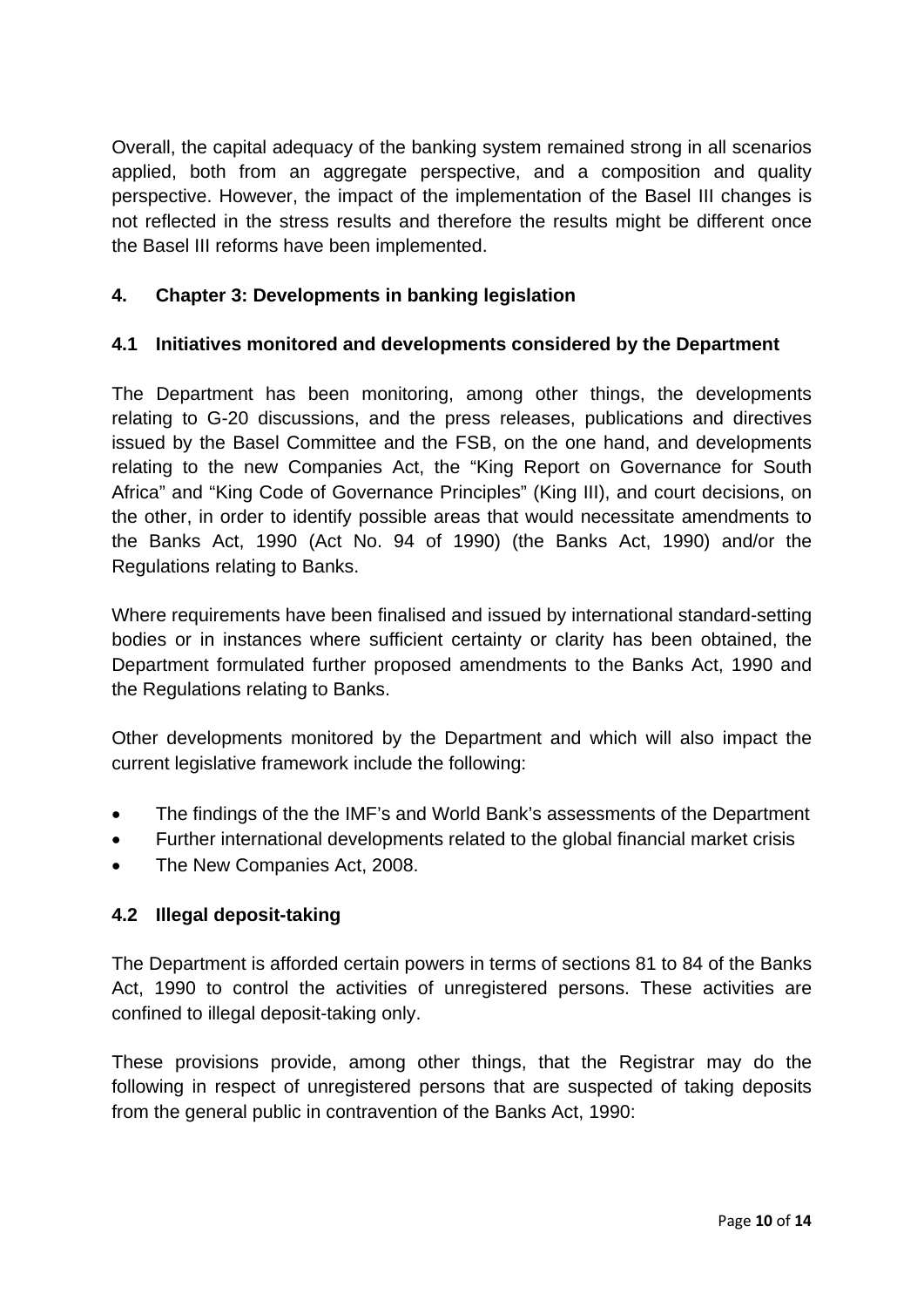Overall, the capital adequacy of the banking system remained strong in all scenarios applied, both from an aggregate perspective, and a composition and quality perspective. However, the impact of the implementation of the Basel III changes is not reflected in the stress results and therefore the results might be different once the Basel III reforms have been implemented.

## 4. Chapter 3: Developments in banking legislation

### 4.1 Initiatives monitored and developments considered by the Department

The Department has been monitoring, among other things, the developments relating to G-20 discussions, and the press releases, publications and directives issued by the Basel Committee and the FSB, on the one hand, and developments relating to the new Companies Act, the "King Report on Governance for South Africa" and "King Code of Governance Principles" (King III), and court decisions, on the other, in order to identify possible areas that would necessitate amendments to the Banks Act, 1990 (Act No. 94 of 1990) (the Banks Act, 1990) and/or the Regulations relating to Banks.

Where requirements have been finalised and issued by international standard-setting bodies or in instances where sufficient certainty or clarity has been obtained, the Department formulated further proposed amendments to the Banks Act, 1990 and the Regulations relating to Banks.

Other developments monitored by the Department and which will also impact the current legislative framework include the following:

- The findings of the the IMF's and World Bank's assessments of the Department
- Further international developments related to the global financial market crisis
- The New Companies Act, 2008.

### 4.2 Illegal deposit-taking

The Department is afforded certain powers in terms of sections 81 to 84 of the Banks Act, 1990 to control the activities of unregistered persons. These activities are confined to illegal deposit-taking only.

These provisions provide, among other things, that the Registrar may do the following in respect of unregistered persons that are suspected of taking deposits from the general public in contravention of the Banks Act, 1990: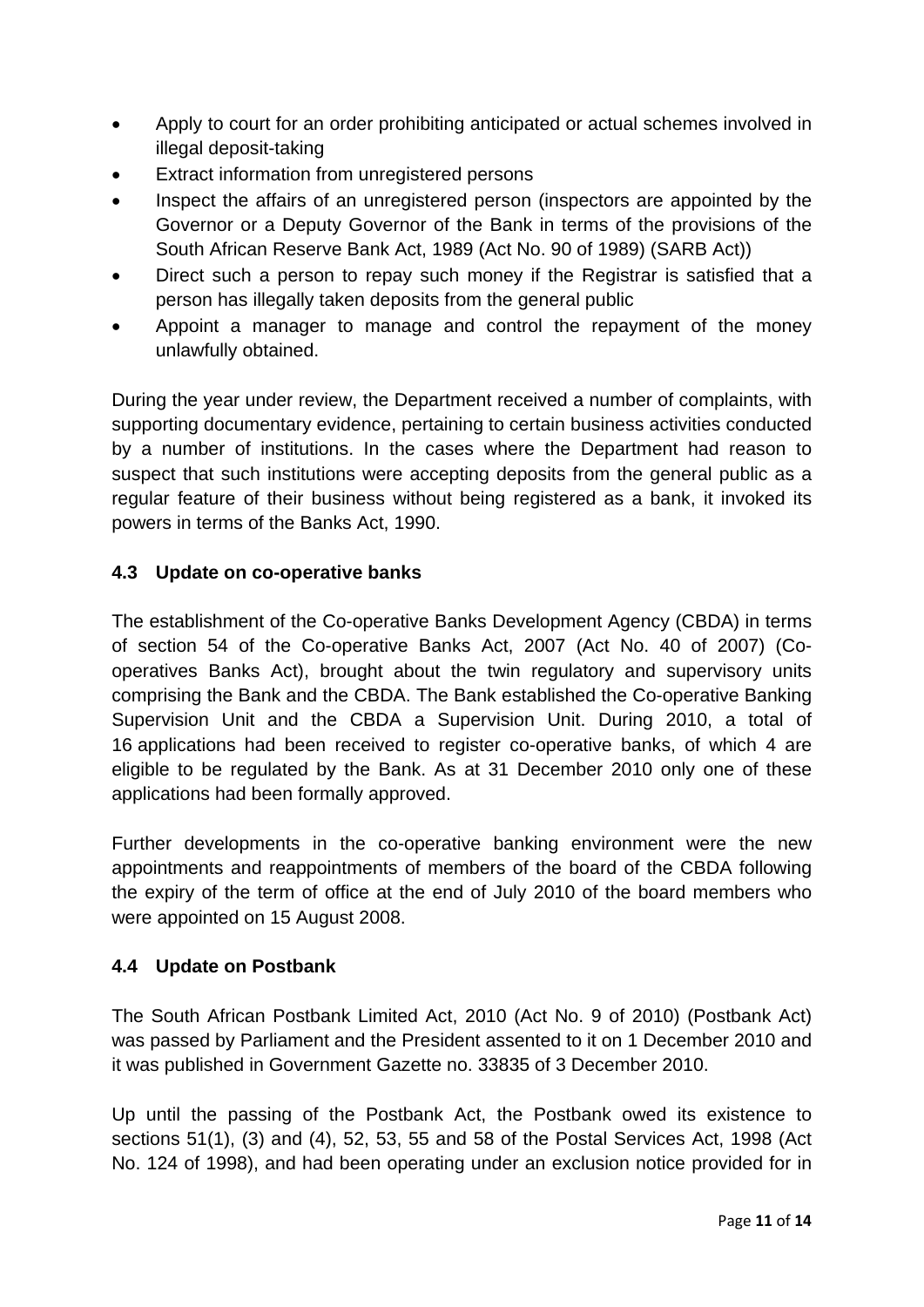- Apply to court for an order prohibiting anticipated or actual schemes involved in illegal deposit-taking
- Extract information from unregistered persons
- Inspect the affairs of an unregistered person (inspectors are appointed by the Governor or a Deputy Governor of the Bank in terms of the provisions of the South African Reserve Bank Act, 1989 (Act No. 90 of 1989) (SARB Act))
- Direct such a person to repay such money if the Registrar is satisfied that a person has illegally taken deposits from the general public
- Appoint a manager to manage and control the repayment of the money unlawfully obtained.

During the year under review, the Department received a number of complaints, with supporting documentary evidence, pertaining to certain business activities conducted by a number of institutions. In the cases where the Department had reason to suspect that such institutions were accepting deposits from the general public as a regular feature of their business without being registered as a bank, it invoked its powers in terms of the Banks Act, 1990.

### 4.3 Update on co-operative banks

The establishment of the Co-operative Banks Development Agency (CBDA) in terms of section 54 of the Co-operative Banks Act, 2007 (Act No. 40 of 2007) (Co-operatives Banks Act), brought about the twin regulatory and supervisory units comprising the Bank and the CBDA. The Bank established the Co-operative Banking Supervision Unit and the CBDA a Supervision Unit. During 2010, a total of 16 applications had been received to register co-operative banks, of which 4 are eligible to be regulated by the Bank. As at 31 December 2010 only one of these applications had been formally approved.

Further developments in the co-operative banking environment were the new appointments and reappointments of members of the board of the CBDA following the expiry of the term of office at the end of July 2010 of the board members who were appointed on 15 August 2008.

### 4.4 Update on Postbank

The South African Postbank Limited Act, 2010 (Act No. 9 of 2010) (Postbank Act) was passed by Parliament and the President assented to it on 1 December 2010 and it was published in Government Gazette no. 33835 of 3 December 2010.

Up until the passing of the Postbank Act, the Postbank owed its existence to sections 51(1), (3) and (4), 52, 53, 55 and 58 of the Postal Services Act, 1998 (Act No. 124 of 1998), and had been operating under an exclusion notice provided for in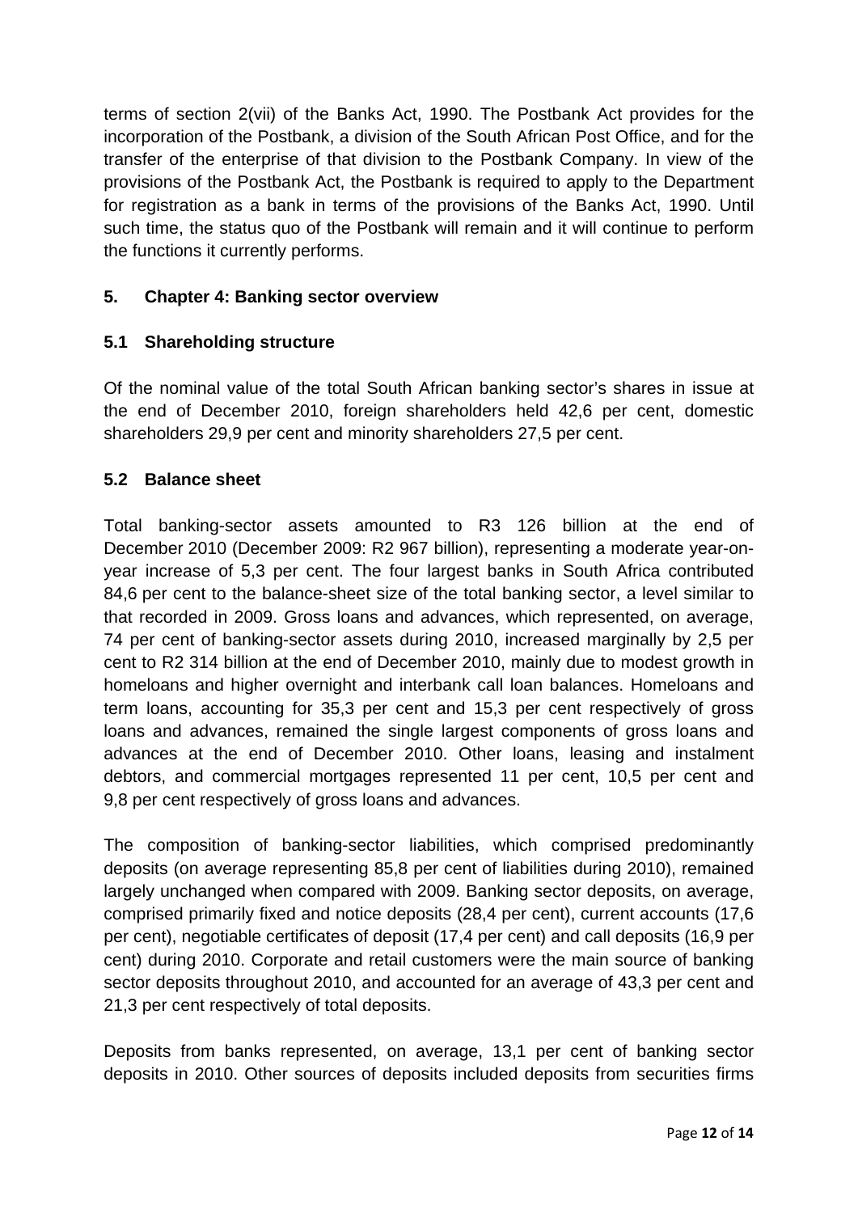terms of section 2(vii) of the Banks Act, 1990. The Postbank Act provides for the incorporation of the Postbank, a division of the South African Post Office, and for the transfer of the enterprise of that division to the Postbank Company. In view of the provisions of the Postbank Act, the Postbank is required to apply to the Department for registration as a bank in terms of the provisions of the Banks Act, 1990. Until such time, the status quo of the Postbank will remain and it will continue to perform the functions it currently performs.

## 5. Chapter 4: Banking sector overview

### 5.1 Shareholding structure

Of the nominal value of the total South African banking sector's shares in issue at the end of December 2010, foreign shareholders held 42,6 per cent, domestic shareholders 29,9 per cent and minority shareholders 27,5 per cent.

### 5.2 Balance sheet

Total banking-sector assets amounted to R3 126 billion at the end of December 2010 (December 2009: R2 967 billion), representing a moderate year-on-year increase of 5,3 per cent. The four largest banks in South Africa contributed 84,6 per cent to the balance-sheet size of the total banking sector, a level similar to that recorded in 2009. Gross loans and advances, which represented, on average, 74 per cent of banking-sector assets during 2010, increased marginally by 2,5 per cent to R2 314 billion at the end of December 2010, mainly due to modest growth in homeloans and higher overnight and interbank call loan balances. Homeloans and term loans, accounting for 35,3 per cent and 15,3 per cent respectively of gross loans and advances, remained the single largest components of gross loans and advances at the end of December 2010. Other loans, leasing and instalment debtors, and commercial mortgages represented 11 per cent, 10,5 per cent and 9,8 per cent respectively of gross loans and advances.

The composition of banking-sector liabilities, which comprised predominantly deposits (on average representing 85,8 per cent of liabilities during 2010), remained largely unchanged when compared with 2009. Banking sector deposits, on average, comprised primarily fixed and notice deposits (28,4 per cent), current accounts (17,6 per cent), negotiable certificates of deposit (17,4 per cent) and call deposits (16,9 per cent) during 2010. Corporate and retail customers were the main source of banking sector deposits throughout 2010, and accounted for an average of 43,3 per cent and 21,3 per cent respectively of total deposits.

Deposits from banks represented, on average, 13,1 per cent of banking sector deposits in 2010. Other sources of deposits included deposits from securities firms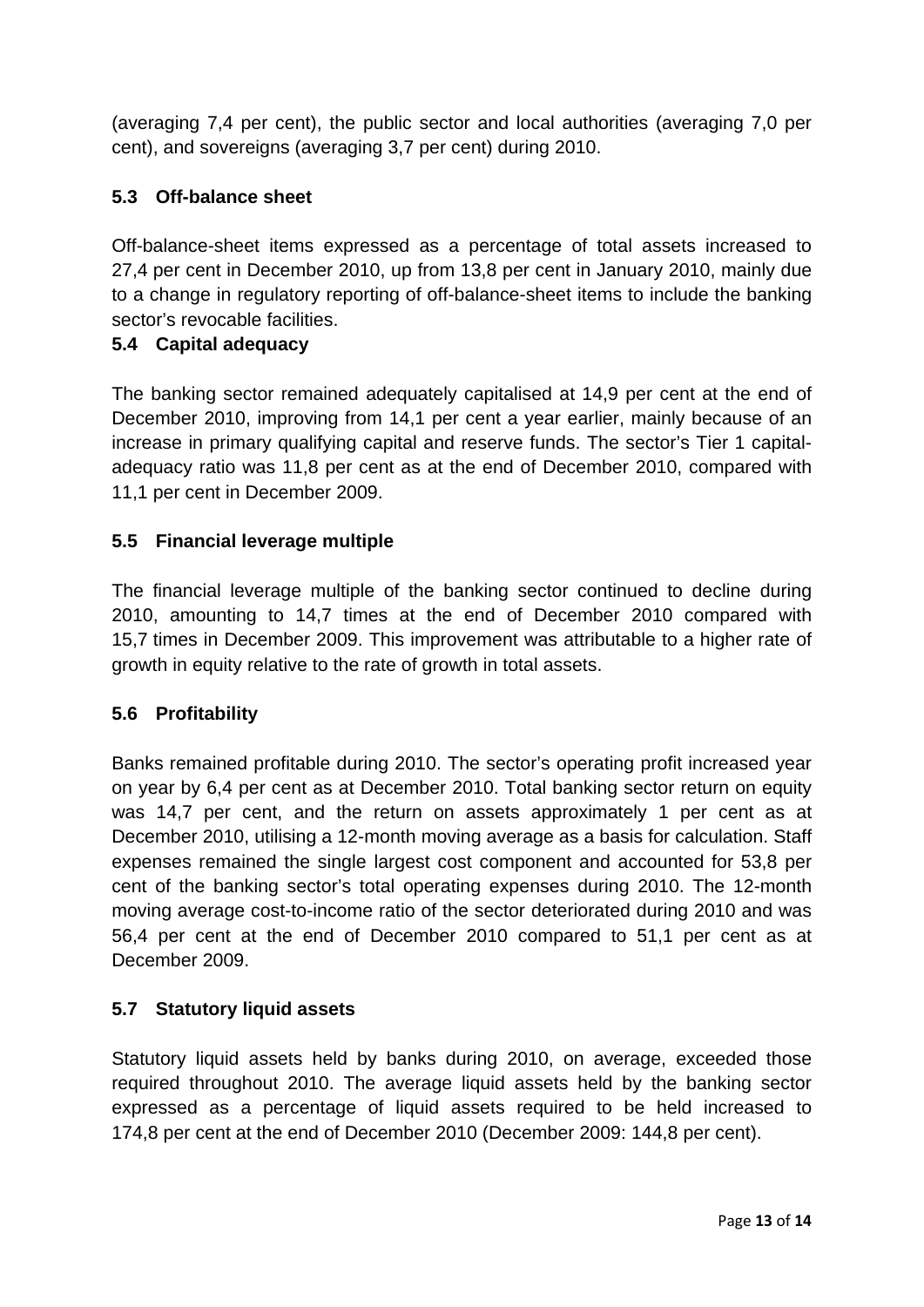(averaging 7,4 per cent), the public sector and local authorities (averaging 7,0 per cent), and sovereigns (averaging 3,7 per cent) during 2010.

### 5.3 Off-balance sheet

Off-balance-sheet items expressed as a percentage of total assets increased to 27,4 per cent in December 2010, up from 13,8 per cent in January 2010, mainly due to a change in regulatory reporting of off-balance-sheet items to include the banking sector's revocable facilities.

### 5.4 Capital adequacy

The banking sector remained adequately capitalised at 14,9 per cent at the end of December 2010, improving from 14,1 per cent a year earlier, mainly because of an increase in primary qualifying capital and reserve funds. The sector's Tier 1 capital-adequacy ratio was 11,8 per cent as at the end of December 2010, compared with 11,1 per cent in December 2009.

### 5.5 Financial leverage multiple

The financial leverage multiple of the banking sector continued to decline during 2010, amounting to 14,7 times at the end of December 2010 compared with 15,7 times in December 2009. This improvement was attributable to a higher rate of growth in equity relative to the rate of growth in total assets.

### 5.6 Profitability

Banks remained profitable during 2010. The sector's operating profit increased year on year by 6,4 per cent as at December 2010. Total banking sector return on equity was 14,7 per cent, and the return on assets approximately 1 per cent as at December 2010, utilising a 12-month moving average as a basis for calculation. Staff expenses remained the single largest cost component and accounted for 53,8 per cent of the banking sector's total operating expenses during 2010. The 12-month moving average cost-to-income ratio of the sector deteriorated during 2010 and was 56,4 per cent at the end of December 2010 compared to 51,1 per cent as at December 2009.

### 5.7 Statutory liquid assets

Statutory liquid assets held by banks during 2010, on average, exceeded those required throughout 2010. The average liquid assets held by the banking sector expressed as a percentage of liquid assets required to be held increased to 174,8 per cent at the end of December 2010 (December 2009: 144,8 per cent).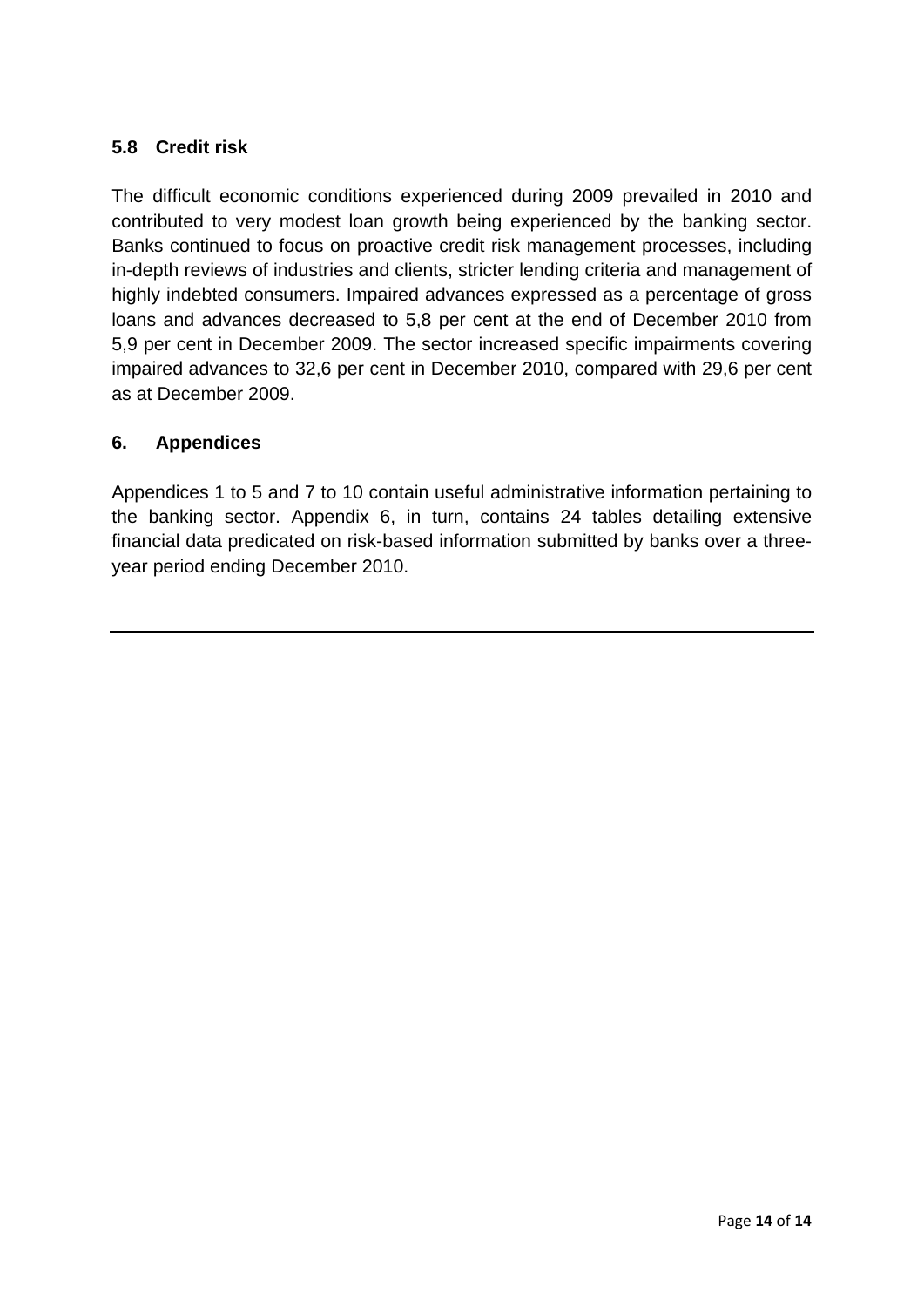### 5.8 Credit risk

The difficult economic conditions experienced during 2009 prevailed in 2010 and contributed to very modest loan growth being experienced by the banking sector. Banks continued to focus on proactive credit risk management processes, including in-depth reviews of industries and clients, stricter lending criteria and management of highly indebted consumers. Impaired advances expressed as a percentage of gross loans and advances decreased to 5,8 per cent at the end of December 2010 from 5,9 per cent in December 2009. The sector increased specific impairments covering impaired advances to 32,6 per cent in December 2010, compared with 29,6 per cent as at December 2009.

## 6. Appendices

Appendices 1 to 5 and 7 to 10 contain useful administrative information pertaining to the banking sector. Appendix 6, in turn, contains 24 tables detailing extensive financial data predicated on risk-based information submitted by banks over a three-year period ending December 2010.

---